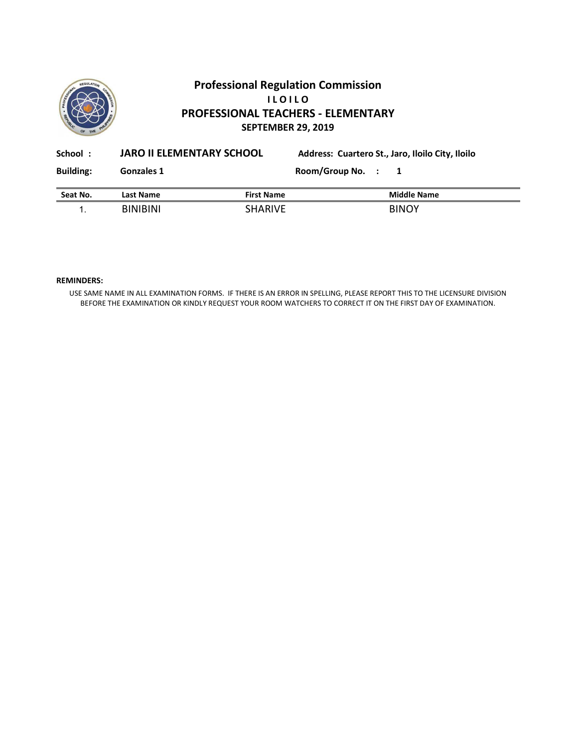# Professional Regulation Commission

## ILOILO

## PROFESSIONAL TEACHERS - ELEMENTARY

**SEPTEMBER 29, 2019**

**School :** **JARO II ELEMENTARY SCHOOL** **Address: Cuartero St., Jaro, Iloilo City, Iloilo**

**Building:** **Gonzales 1** **Room/Group No. : 1**

| Seat No. | Last Name | First Name | Middle Name |
|---|---|---|---|
| 1. | BINIBINI | SHARIVE | BINOY |

**REMINDERS:**

USE SAME NAME IN ALL EXAMINATION FORMS. IF THERE IS AN ERROR IN SPELLING, PLEASE REPORT THIS TO THE LICENSURE DIVISION BEFORE THE EXAMINATION OR KINDLY REQUEST YOUR ROOM WATCHERS TO CORRECT IT ON THE FIRST DAY OF EXAMINATION.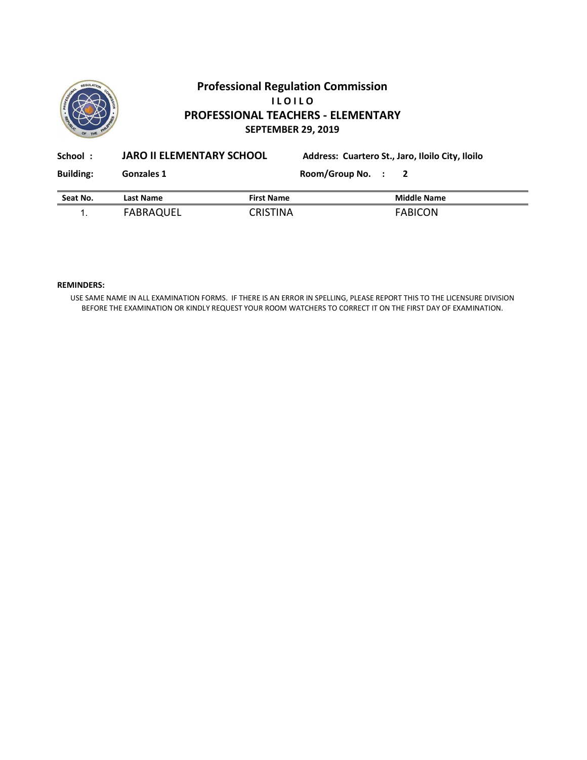# Professional Regulation Commission

## I L O I L O

## PROFESSIONAL TEACHERS - ELEMENTARY

**SEPTEMBER 29, 2019**

**School :** **JARO II ELEMENTARY SCHOOL** **Address: Cuartero St., Jaro, Iloilo City, Iloilo**

**Building:** **Gonzales 1** **Room/Group No. : 2**

| Seat No. | Last Name | First Name | Middle Name |
|---|---|---|---|
| 1. | FABRAQUEL | CRISTINA | FABICON |

**REMINDERS:**

USE SAME NAME IN ALL EXAMINATION FORMS. IF THERE IS AN ERROR IN SPELLING, PLEASE REPORT THIS TO THE LICENSURE DIVISION BEFORE THE EXAMINATION OR KINDLY REQUEST YOUR ROOM WATCHERS TO CORRECT IT ON THE FIRST DAY OF EXAMINATION.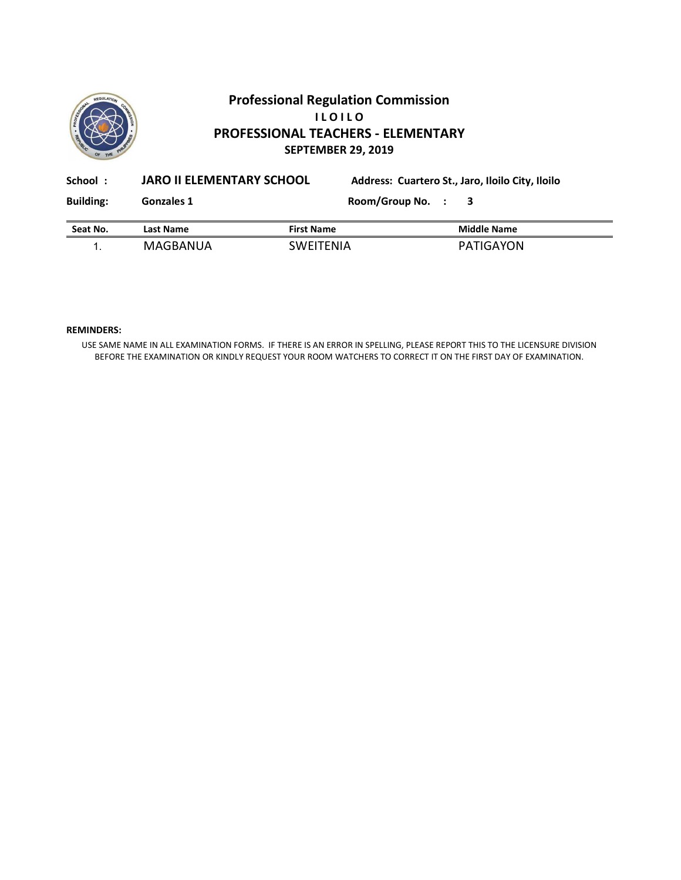# Professional Regulation Commission

## I L O I L O

## PROFESSIONAL TEACHERS - ELEMENTARY

**SEPTEMBER 29, 2019**

**School :** **JARO II ELEMENTARY SCHOOL** **Address: Cuartero St., Jaro, Iloilo City, Iloilo**

**Building:** **Gonzales 1** **Room/Group No. : 3**

| Seat No. | Last Name | First Name | Middle Name |
|---|---|---|---|
| 1. | MAGBANUA | SWEITENIA | PATIGAYON |

**REMINDERS:**

USE SAME NAME IN ALL EXAMINATION FORMS. IF THERE IS AN ERROR IN SPELLING, PLEASE REPORT THIS TO THE LICENSURE DIVISION BEFORE THE EXAMINATION OR KINDLY REQUEST YOUR ROOM WATCHERS TO CORRECT IT ON THE FIRST DAY OF EXAMINATION.